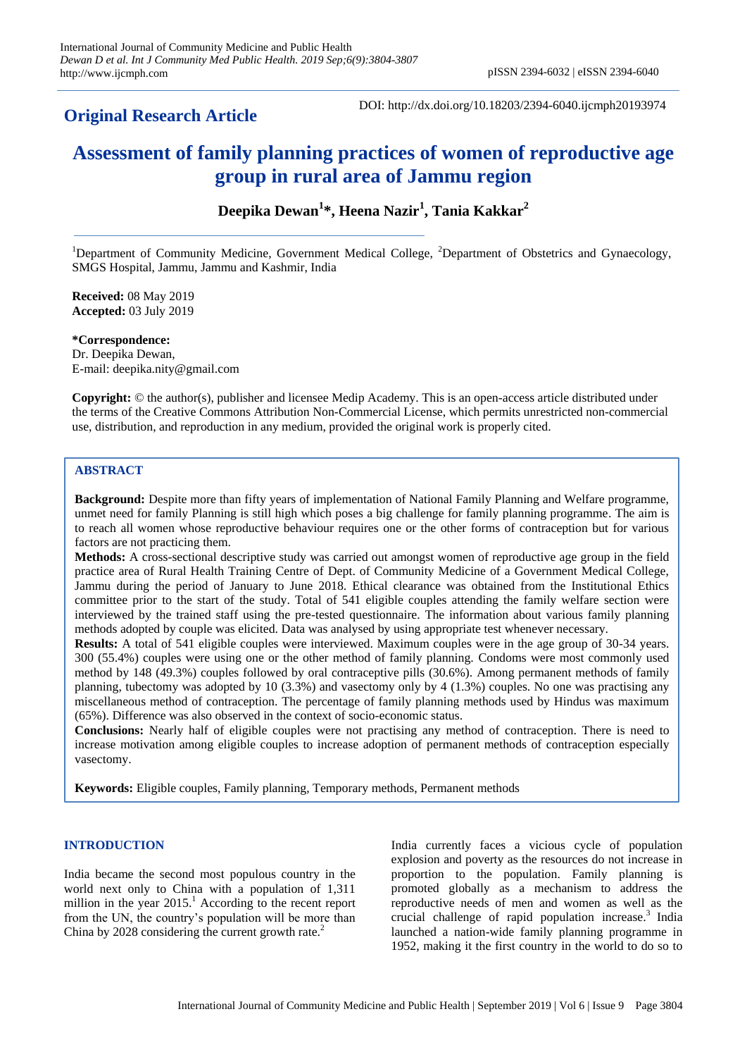**Original Research Article**

DOI: http://dx.doi.org/10.18203/2394-6040.ijcmph20193974

# Assessment of family planning practices of women of reproductive age group in rural area of Jammu region

**Deepika Dewan[1]*, Heena Nazir[1], Tania Kakkar[2]**

[1]Department of Community Medicine, Government Medical College, [2]Department of Obstetrics and Gynaecology, SMGS Hospital, Jammu, Jammu and Kashmir, India

**Received:** 08 May 2019
**Accepted:** 03 July 2019

***Correspondence:**
Dr. Deepika Dewan,
E-mail: deepika.nity@gmail.com

**Copyright:** © the author(s), publisher and licensee Medip Academy. This is an open-access article distributed under the terms of the Creative Commons Attribution Non-Commercial License, which permits unrestricted non-commercial use, distribution, and reproduction in any medium, provided the original work is properly cited.

## ABSTRACT

**Background:** Despite more than fifty years of implementation of National Family Planning and Welfare programme, unmet need for family Planning is still high which poses a big challenge for family planning programme. The aim is to reach all women whose reproductive behaviour requires one or the other forms of contraception but for various factors are not practicing them.

**Methods:** A cross-sectional descriptive study was carried out amongst women of reproductive age group in the field practice area of Rural Health Training Centre of Dept. of Community Medicine of a Government Medical College, Jammu during the period of January to June 2018. Ethical clearance was obtained from the Institutional Ethics committee prior to the start of the study. Total of 541 eligible couples attending the family welfare section were interviewed by the trained staff using the pre-tested questionnaire. The information about various family planning methods adopted by couple was elicited. Data was analysed by using appropriate test whenever necessary.

**Results:** A total of 541 eligible couples were interviewed. Maximum couples were in the age group of 30-34 years. 300 (55.4%) couples were using one or the other method of family planning. Condoms were most commonly used method by 148 (49.3%) couples followed by oral contraceptive pills (30.6%). Among permanent methods of family planning, tubectomy was adopted by 10 (3.3%) and vasectomy only by 4 (1.3%) couples. No one was practising any miscellaneous method of contraception. The percentage of family planning methods used by Hindus was maximum (65%). Difference was also observed in the context of socio-economic status.

**Conclusions:** Nearly half of eligible couples were not practising any method of contraception. There is need to increase motivation among eligible couples to increase adoption of permanent methods of contraception especially vasectomy.

**Keywords:** Eligible couples, Family planning, Temporary methods, Permanent methods

## INTRODUCTION

India became the second most populous country in the world next only to China with a population of 1,311 million in the year 2015.[1] According to the recent report from the UN, the country's population will be more than China by 2028 considering the current growth rate.[2]

India currently faces a vicious cycle of population explosion and poverty as the resources do not increase in proportion to the population. Family planning is promoted globally as a mechanism to address the reproductive needs of men and women as well as the crucial challenge of rapid population increase.[3] India launched a nation-wide family planning programme in 1952, making it the first country in the world to do so to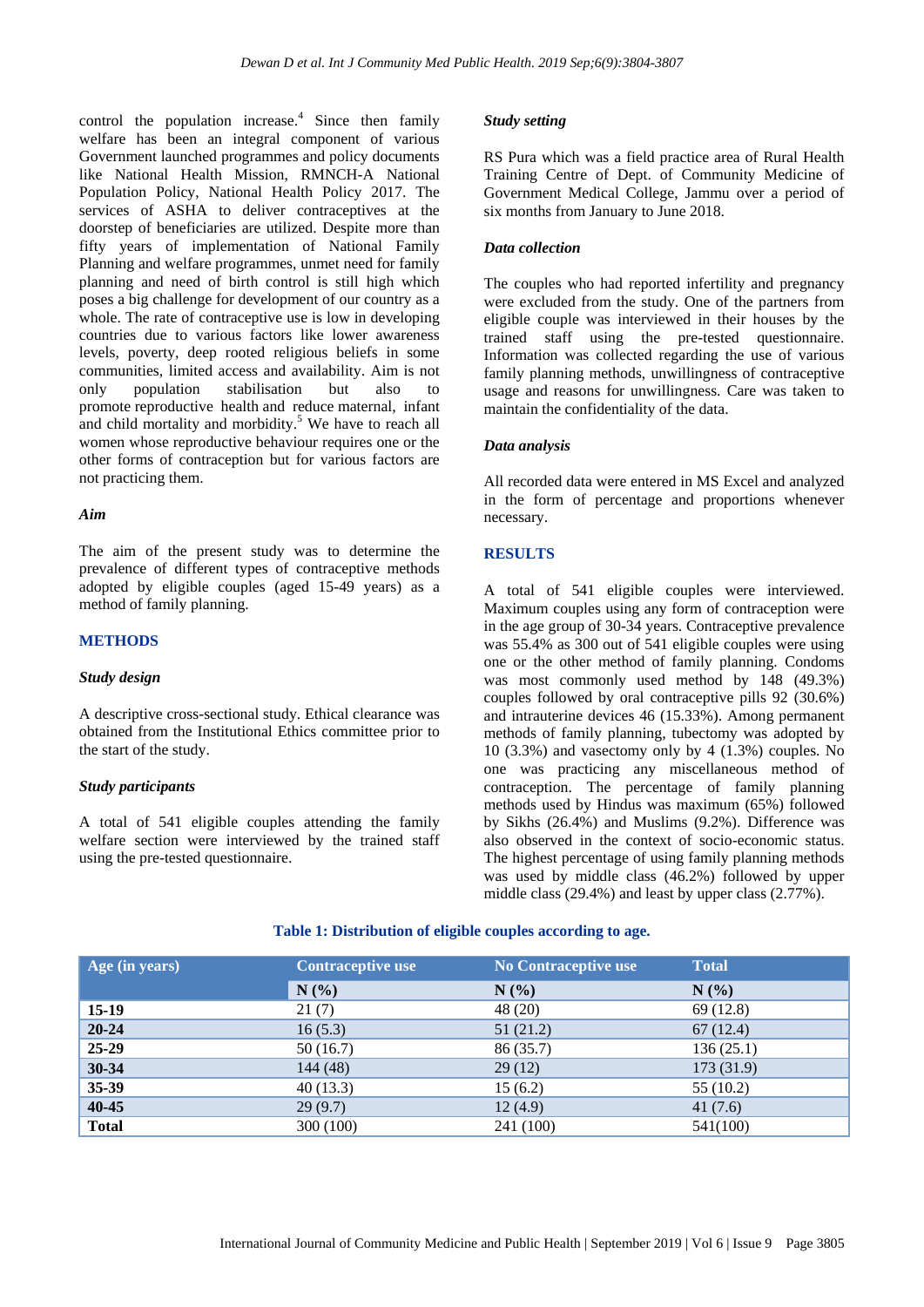control the population increase.[4] Since then family welfare has been an integral component of various Government launched programmes and policy documents like National Health Mission, RMNCH-A National Population Policy, National Health Policy 2017. The services of ASHA to deliver contraceptives at the doorstep of beneficiaries are utilized. Despite more than fifty years of implementation of National Family Planning and welfare programmes, unmet need for family planning and need of birth control is still high which poses a big challenge for development of our country as a whole. The rate of contraceptive use is low in developing countries due to various factors like lower awareness levels, poverty, deep rooted religious beliefs in some communities, limited access and availability. Aim is not only population stabilisation but also to promote reproductive health and reduce maternal, infant and child mortality and morbidity.[5] We have to reach all women whose reproductive behaviour requires one or the other forms of contraception but for various factors are not practicing them.

### *Aim*

The aim of the present study was to determine the prevalence of different types of contraceptive methods adopted by eligible couples (aged 15-49 years) as a method of family planning.

## METHODS

### *Study design*

A descriptive cross-sectional study. Ethical clearance was obtained from the Institutional Ethics committee prior to the start of the study.

### *Study participants*

A total of 541 eligible couples attending the family welfare section were interviewed by the trained staff using the pre-tested questionnaire.

### *Study setting*

RS Pura which was a field practice area of Rural Health Training Centre of Dept. of Community Medicine of Government Medical College, Jammu over a period of six months from January to June 2018.

### *Data collection*

The couples who had reported infertility and pregnancy were excluded from the study. One of the partners from eligible couple was interviewed in their houses by the trained staff using the pre-tested questionnaire. Information was collected regarding the use of various family planning methods, unwillingness of contraceptive usage and reasons for unwillingness. Care was taken to maintain the confidentiality of the data.

### *Data analysis*

All recorded data were entered in MS Excel and analyzed in the form of percentage and proportions whenever necessary.

## RESULTS

A total of 541 eligible couples were interviewed. Maximum couples using any form of contraception were in the age group of 30-34 years. Contraceptive prevalence was 55.4% as 300 out of 541 eligible couples were using one or the other method of family planning. Condoms was most commonly used method by 148 (49.3%) couples followed by oral contraceptive pills 92 (30.6%) and intrauterine devices 46 (15.33%). Among permanent methods of family planning, tubectomy was adopted by 10 (3.3%) and vasectomy only by 4 (1.3%) couples. No one was practicing any miscellaneous method of contraception. The percentage of family planning methods used by Hindus was maximum (65%) followed by Sikhs (26.4%) and Muslims (9.2%). Difference was also observed in the context of socio-economic status. The highest percentage of using family planning methods was used by middle class (46.2%) followed by upper middle class (29.4%) and least by upper class (2.77%).

**Table 1: Distribution of eligible couples according to age.**

| Age (in years) | Contraceptive use | No Contraceptive use | Total |
|---|---|---|---|
| | N (%) | N (%) | N (%) |
| **15-19** | 21 (7) | 48 (20) | 69 (12.8) |
| **20-24** | 16 (5.3) | 51 (21.2) | 67 (12.4) |
| **25-29** | 50 (16.7) | 86 (35.7) | 136 (25.1) |
| **30-34** | 144 (48) | 29 (12) | 173 (31.9) |
| **35-39** | 40 (13.3) | 15 (6.2) | 55 (10.2) |
| **40-45** | 29 (9.7) | 12 (4.9) | 41 (7.6) |
| **Total** | 300 (100) | 241 (100) | 541(100) |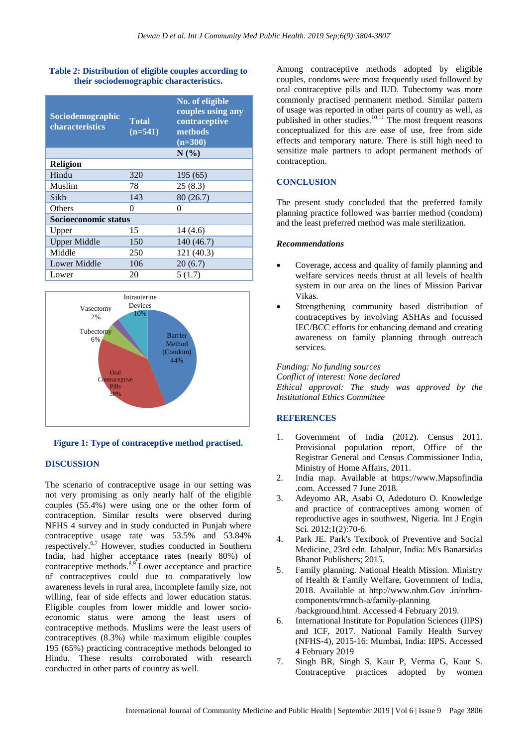**Table 2: Distribution of eligible couples according to their sociodemographic characteristics.**

| Sociodemographic characteristics | Total (n=541) | No. of eligible couples using any contraceptive methods (n=300) |
|---|---|---|
| | | N (%) |
| **Religion** | | |
| Hindu | 320 | 195 (65) |
| Muslim | 78 | 25 (8.3) |
| Sikh | 143 | 80 (26.7) |
| Others | 0 | 0 |
| **Socioeconomic status** | | |
| Upper | 15 | 14 (4.6) |
| Upper Middle | 150 | 140 (46.7) |
| Middle | 250 | 121 (40.3) |
| Lower Middle | 106 | 20 (6.7) |
| Lower | 20 | 5 (1.7) |

**Figure 1: Type of contraceptive method practised.**

## DISCUSSION

The scenario of contraceptive usage in our setting was not very promising as only nearly half of the eligible couples (55.4%) were using one or the other form of contraception. Similar results were observed during NFHS 4 survey and in study conducted in Punjab where contraceptive usage rate was 53.5% and 53.84% respectively.[6,7] However, studies conducted in Southern India, had higher acceptance rates (nearly 80%) of contraceptive methods.[8,9] Lower acceptance and practice of contraceptives could due to comparatively low awareness levels in rural area, incomplete family size, not willing, fear of side effects and lower education status. Eligible couples from lower middle and lower socio-economic status were among the least users of contraceptive methods. Muslims were the least users of contraceptives (8.3%) while maximum eligible couples 195 (65%) practicing contraceptive methods belonged to Hindu. These results corroborated with research conducted in other parts of country as well.

Among contraceptive methods adopted by eligible couples, condoms were most frequently used followed by oral contraceptive pills and IUD. Tubectomy was more commonly practised permanent method. Similar pattern of usage was reported in other parts of country as well, as published in other studies.[10,11] The most frequent reasons conceptualized for this are ease of use, free from side effects and temporary nature. There is still high need to sensitize male partners to adopt permanent methods of contraception.

## CONCLUSION

The present study concluded that the preferred family planning practice followed was barrier method (condom) and the least preferred method was male sterilization.

### *Recommendations*

- Coverage, access and quality of family planning and welfare services needs thrust at all levels of health system in our area on the lines of Mission Parivar Vikas.
- Strengthening community based distribution of contraceptives by involving ASHAs and focussed IEC/BCC efforts for enhancing demand and creating awareness on family planning through outreach services.

*Funding: No funding sources*
*Conflict of interest: None declared*
*Ethical approval: The study was approved by the Institutional Ethics Committee*

## REFERENCES

1. Government of India (2012). Census 2011. Provisional population report, Office of the Registrar General and Census Commissioner India, Ministry of Home Affairs, 2011.
2. India map. Available at https://www.Mapsofindia .com. Accessed 7 June 2018.
3. Adeyomo AR, Asabi O, Adedoturo O. Knowledge and practice of contraceptives among women of reproductive ages in southwest, Nigeria. Int J Engin Sci. 2012;1(2):70-6.
4. Park JE. Park's Textbook of Preventive and Social Medicine, 23rd edn. Jabalpur, India: M/s Banarsidas Bhanot Publishers; 2015.
5. Family planning. National Health Mission. Ministry of Health & Family Welfare, Government of India, 2018. Available at http://www.nhm.Gov .in/nrhm-components/rmnch-a/family-planning /background.html. Accessed 4 February 2019.
6. International Institute for Population Sciences (IIPS) and ICF, 2017. National Family Health Survey (NFHS-4), 2015-16: Mumbai, India: IIPS. Accessed 4 February 2019
7. Singh BR, Singh S, Kaur P, Verma G, Kaur S. Contraceptive practices adopted by women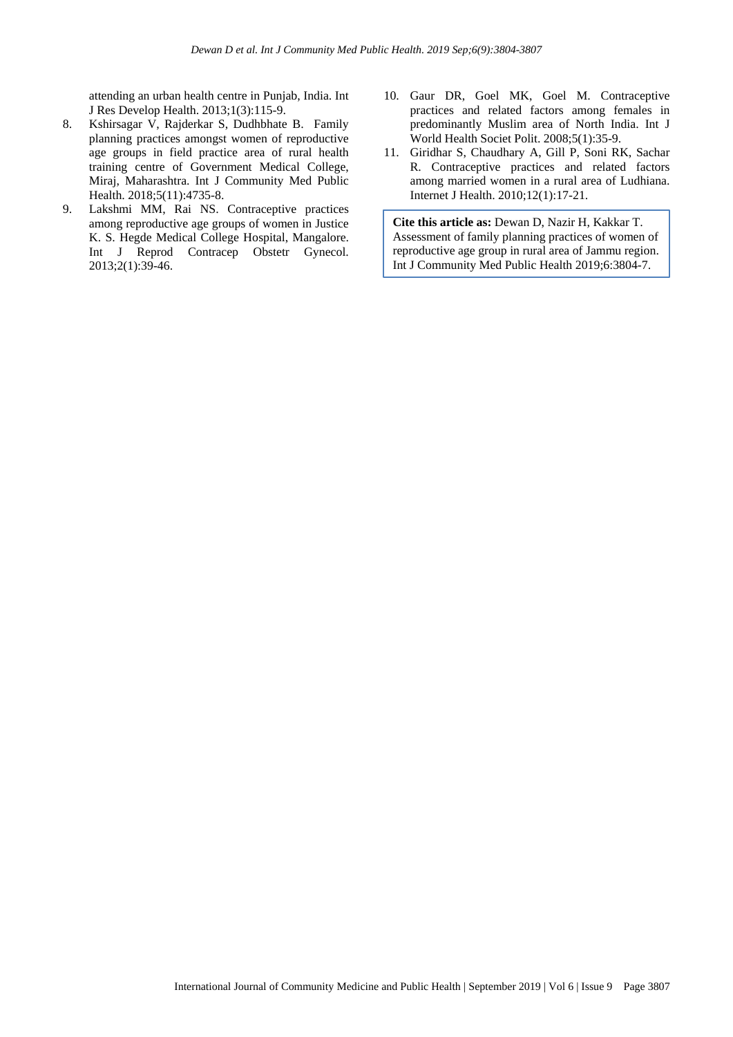attending an urban health centre in Punjab, India. Int J Res Develop Health. 2013;1(3):115-9.

8. Kshirsagar V, Rajderkar S, Dudhbhate B. Family planning practices amongst women of reproductive age groups in field practice area of rural health training centre of Government Medical College, Miraj, Maharashtra. Int J Community Med Public Health. 2018;5(11):4735-8.
9. Lakshmi MM, Rai NS. Contraceptive practices among reproductive age groups of women in Justice K. S. Hegde Medical College Hospital, Mangalore. Int J Reprod Contracep Obstetr Gynecol. 2013;2(1):39-46.
10. Gaur DR, Goel MK, Goel M. Contraceptive practices and related factors among females in predominantly Muslim area of North India. Int J World Health Societ Polit. 2008;5(1):35-9.
11. Giridhar S, Chaudhary A, Gill P, Soni RK, Sachar R. Contraceptive practices and related factors among married women in a rural area of Ludhiana. Internet J Health. 2010;12(1):17-21.

**Cite this article as:** Dewan D, Nazir H, Kakkar T. Assessment of family planning practices of women of reproductive age group in rural area of Jammu region. Int J Community Med Public Health 2019;6:3804-7.